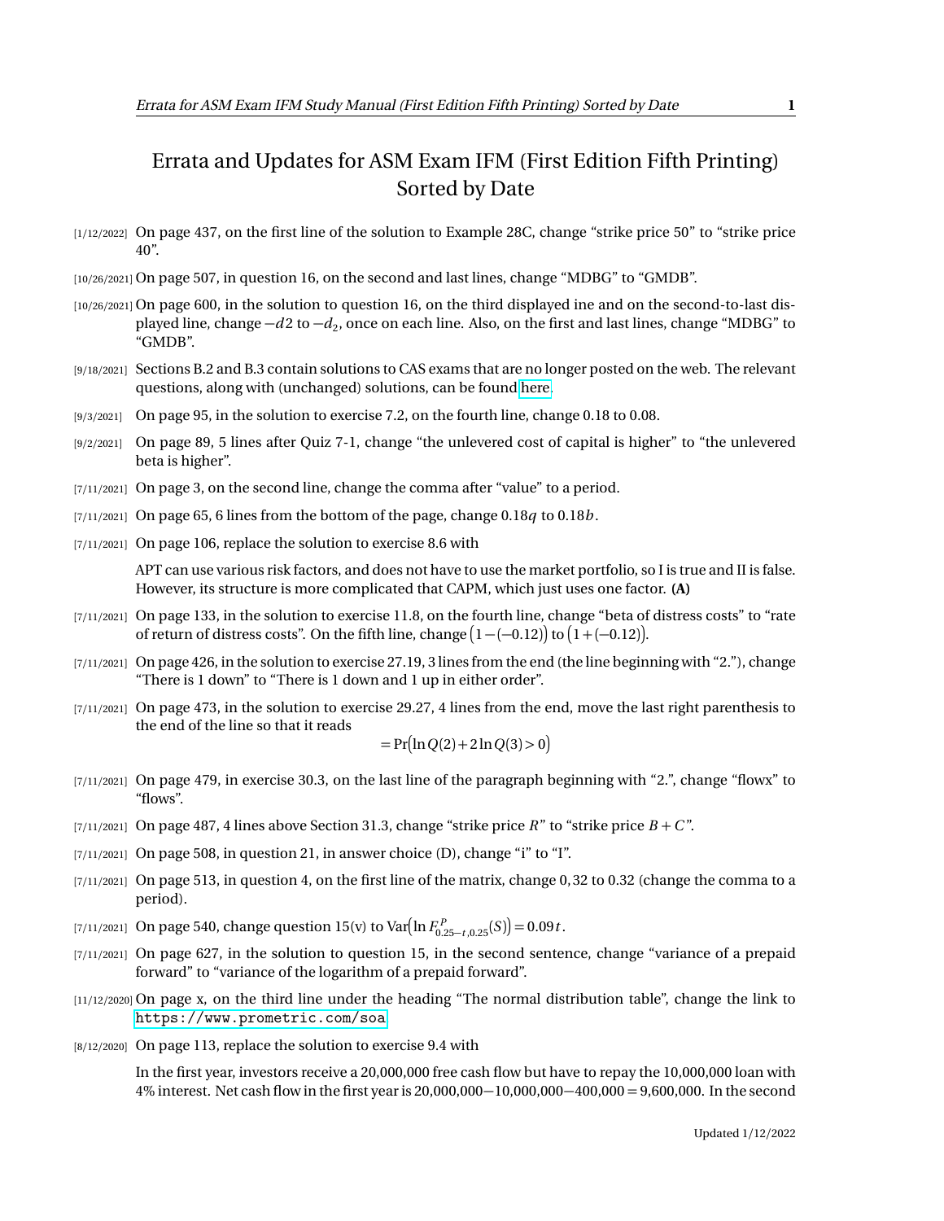# Errata and Updates for ASM Exam IFM (First Edition Fifth Printing) Sorted by Date

- [1/12/2022] On page 437, on the first line of the solution to Example 28C, change "strike price 50" to "strike price 40".
- [10/26/2021] On page 507, in question 16, on the second and last lines, change "MDBG" to "GMDB".
- [10/26/2021] On page 600, in the solution to question 16, on the third displayed ine and on the second-to-last displayed line, change $-d2$ to $-d_2$, once on each line. Also, on the first and last lines, change "MDBG" to "GMDB".
- [9/18/2021] Sections B.2 and B.3 contain solutions to CAS exams that are no longer posted on the web. The relevant questions, along with (unchanged) solutions, can be found here.
- [9/3/2021] On page 95, in the solution to exercise 7.2, on the fourth line, change 0.18 to 0.08.
- [9/2/2021] On page 89, 5 lines after Quiz 7-1, change "the unlevered cost of capital is higher" to "the unlevered beta is higher".
- [7/11/2021] On page 3, on the second line, change the comma after "value" to a period.
- [7/11/2021] On page 65, 6 lines from the bottom of the page, change $0.18q$ to $0.18b$.
- [7/11/2021] On page 106, replace the solution to exercise 8.6 with

  APT can use various risk factors, and does not have to use the market portfolio, so I is true and II is false. However, its structure is more complicated that CAPM, which just uses one factor. **(A)**

- [7/11/2021] On page 133, in the solution to exercise 11.8, on the fourth line, change "beta of distress costs" to "rate of return of distress costs". On the fifth line, change $\big(1-(-0.12)\big)$ to $\big(1+(-0.12)\big)$.
- [7/11/2021] On page 426, in the solution to exercise 27.19, 3 lines from the end (the line beginning with "2."), change "There is 1 down" to "There is 1 down and 1 up in either order".
- [7/11/2021] On page 473, in the solution to exercise 29.27, 4 lines from the end, move the last right parenthesis to the end of the line so that it reads

  $$= \Pr\big(\ln Q(2) + 2\ln Q(3) > 0\big)$$

- [7/11/2021] On page 479, in exercise 30.3, on the last line of the paragraph beginning with "2.", change "flowx" to "flows".
- [7/11/2021] On page 487, 4 lines above Section 31.3, change "strike price $R$" to "strike price $B+C$".
- [7/11/2021] On page 508, in question 21, in answer choice (D), change "i" to "I".
- [7/11/2021] On page 513, in question 4, on the first line of the matrix, change 0,32 to 0.32 (change the comma to a period).
- [7/11/2021] On page 540, change question 15(v) to $\mathrm{Var}\big(\ln F^{P}_{0.25-t,0.25}(S)\big) = 0.09t$.
- [7/11/2021] On page 627, in the solution to question 15, in the second sentence, change "variance of a prepaid forward" to "variance of the logarithm of a prepaid forward".
- [11/12/2020] On page x, on the third line under the heading "The normal distribution table", change the link to `https://www.prometric.com/soa`
- [8/12/2020] On page 113, replace the solution to exercise 9.4 with

  In the first year, investors receive a 20,000,000 free cash flow but have to repay the 10,000,000 loan with 4% interest. Net cash flow in the first year is $20{,}000{,}000-10{,}000{,}000-400{,}000=9{,}600{,}000$. In the second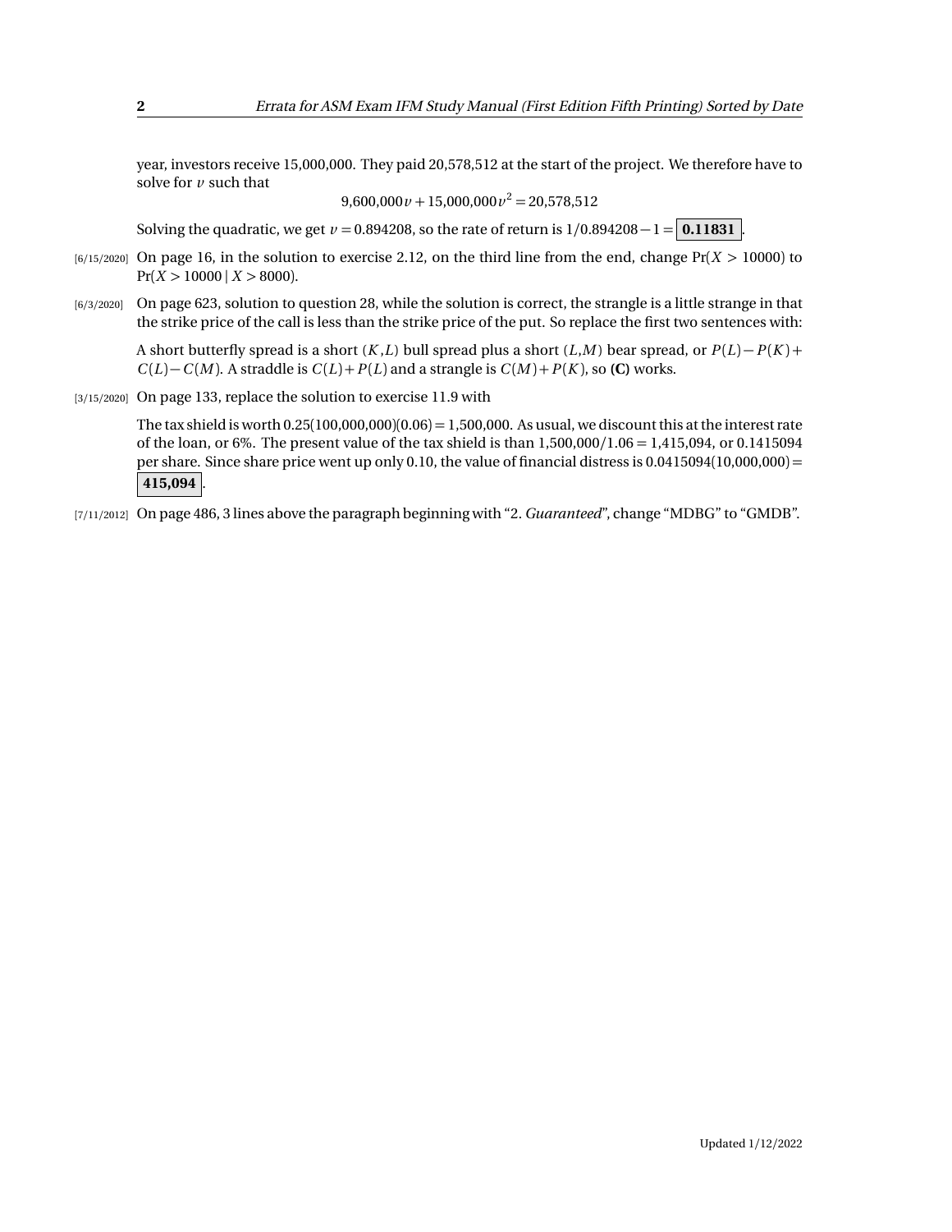year, investors receive 15,000,000. They paid 20,578,512 at the start of the project. We therefore have to solve for $v$ such that

$$9{,}600{,}000v + 15{,}000{,}000v^2 = 20{,}578{,}512$$

Solving the quadratic, we get $v = 0.894208$, so the rate of return is $1/0.894208 - 1 = \boxed{\textbf{0.11831}}$.

[6/15/2020] On page 16, in the solution to exercise 2.12, on the third line from the end, change $\Pr(X > 10000)$ to $\Pr(X > 10000 \mid X > 8000)$.

[6/3/2020] On page 623, solution to question 28, while the solution is correct, the strangle is a little strange in that the strike price of the call is less than the strike price of the put. So replace the first two sentences with:

A short butterfly spread is a short $(K,L)$ bull spread plus a short $(L,M)$ bear spread, or $P(L) - P(K) + C(L) - C(M)$. A straddle is $C(L) + P(L)$ and a strangle is $C(M) + P(K)$, so **(C)** works.

[3/15/2020] On page 133, replace the solution to exercise 11.9 with

The tax shield is worth $0.25(100{,}000{,}000)(0.06) = 1{,}500{,}000$. As usual, we discount this at the interest rate of the loan, or 6%. The present value of the tax shield is than $1{,}500{,}000/1.06 = 1{,}415{,}094$, or 0.1415094 per share. Since share price went up only 0.10, the value of financial distress is $0.0415094(10{,}000{,}000) = \boxed{\textbf{415,094}}$.

[7/11/2012] On page 486, 3 lines above the paragraph beginning with "2. *Guaranteed*", change "MDBG" to "GMDB".